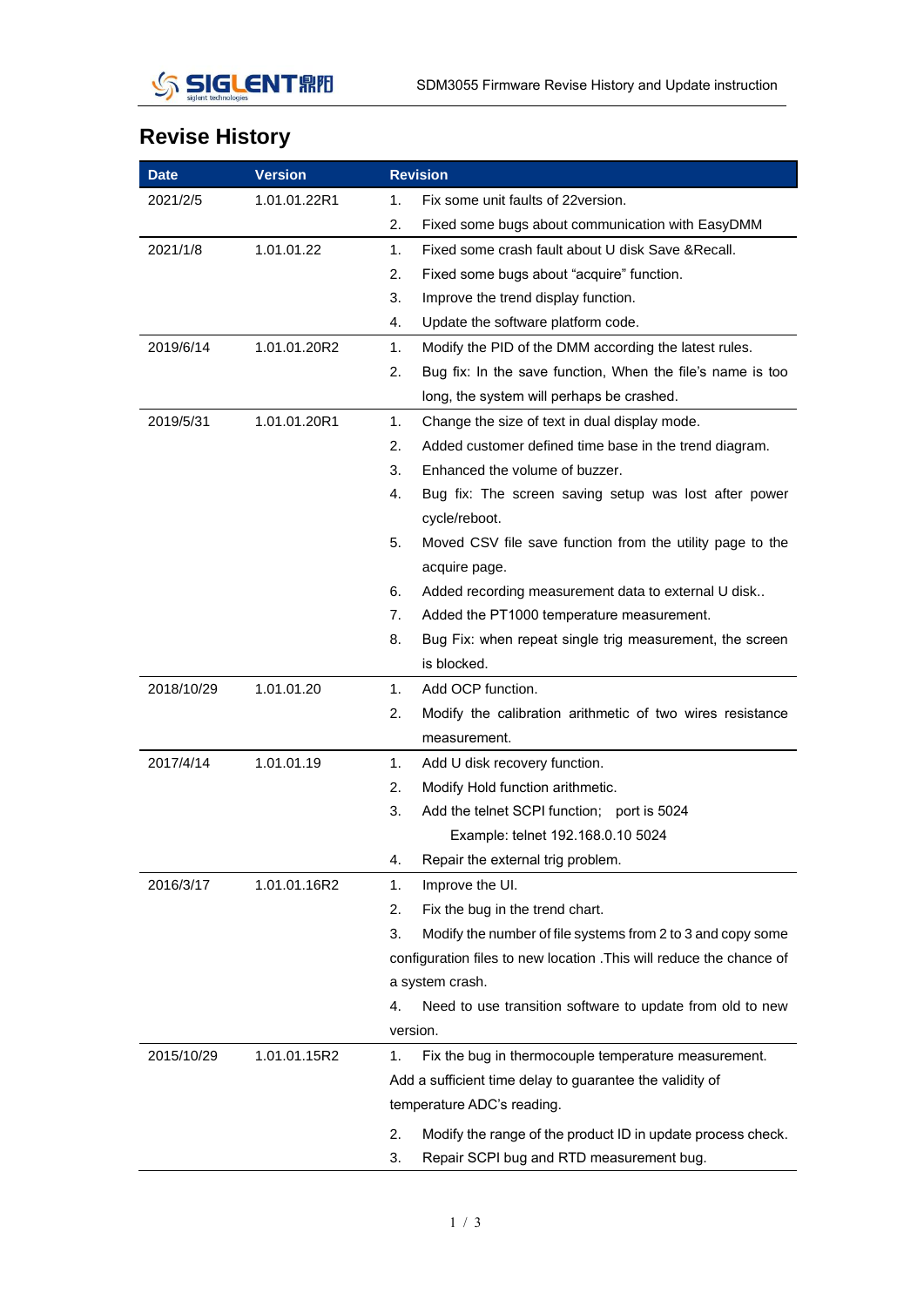# Revise History

| Date | Version | Revision |
|---|---|---|
| 2021/2/5 | 1.01.01.22R1 | 1. Fix some unit faults of 22version.<br>2. Fixed some bugs about communication with EasyDMM |
| 2021/1/8 | 1.01.01.22 | 1. Fixed some crash fault about U disk Save &Recall.<br>2. Fixed some bugs about "acquire" function.<br>3. Improve the trend display function.<br>4. Update the software platform code. |
| 2019/6/14 | 1.01.01.20R2 | 1. Modify the PID of the DMM according the latest rules.<br>2. Bug fix: In the save function, When the file's name is too long, the system will perhaps be crashed. |
| 2019/5/31 | 1.01.01.20R1 | 1. Change the size of text in dual display mode.<br>2. Added customer defined time base in the trend diagram.<br>3. Enhanced the volume of buzzer.<br>4. Bug fix: The screen saving setup was lost after power cycle/reboot.<br>5. Moved CSV file save function from the utility page to the acquire page.<br>6. Added recording measurement data to external U disk..<br>7. Added the PT1000 temperature measurement.<br>8. Bug Fix: when repeat single trig measurement, the screen is blocked. |
| 2018/10/29 | 1.01.01.20 | 1. Add OCP function.<br>2. Modify the calibration arithmetic of two wires resistance measurement. |
| 2017/4/14 | 1.01.01.19 | 1. Add U disk recovery function.<br>2. Modify Hold function arithmetic.<br>3. Add the telnet SCPI function; port is 5024<br>Example: telnet 192.168.0.10 5024<br>4. Repair the external trig problem. |
| 2016/3/17 | 1.01.01.16R2 | 1. Improve the UI.<br>2. Fix the bug in the trend chart.<br>3. Modify the number of file systems from 2 to 3 and copy some configuration files to new location .This will reduce the chance of a system crash.<br>4. Need to use transition software to update from old to new version. |
| 2015/10/29 | 1.01.01.15R2 | 1. Fix the bug in thermocouple temperature measurement. Add a sufficient time delay to guarantee the validity of temperature ADC's reading.<br>2. Modify the range of the product ID in update process check.<br>3. Repair SCPI bug and RTD measurement bug. |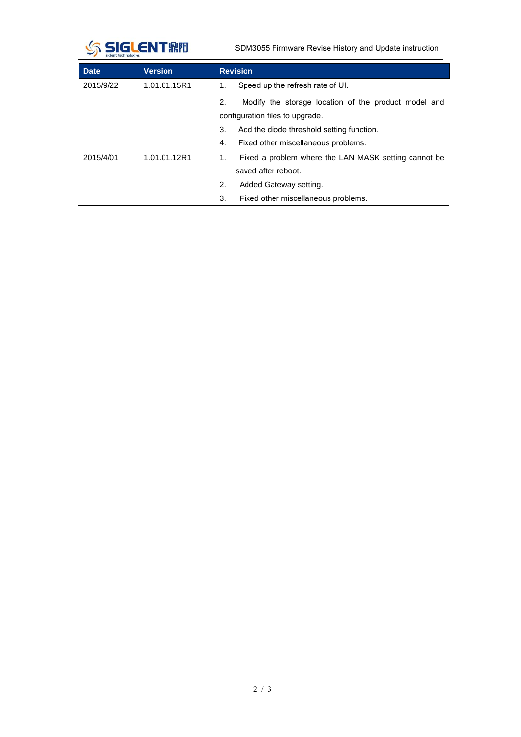| Date | Version | Revision |
| --- | --- | --- |
| 2015/9/22 | 1.01.01.15R1 | 1. Speed up the refresh rate of UI.<br>2. Modify the storage location of the product model and configuration files to upgrade.<br>3. Add the diode threshold setting function.<br>4. Fixed other miscellaneous problems. |
| 2015/4/01 | 1.01.01.12R1 | 1. Fixed a problem where the LAN MASK setting cannot be saved after reboot.<br>2. Added Gateway setting.<br>3. Fixed other miscellaneous problems. |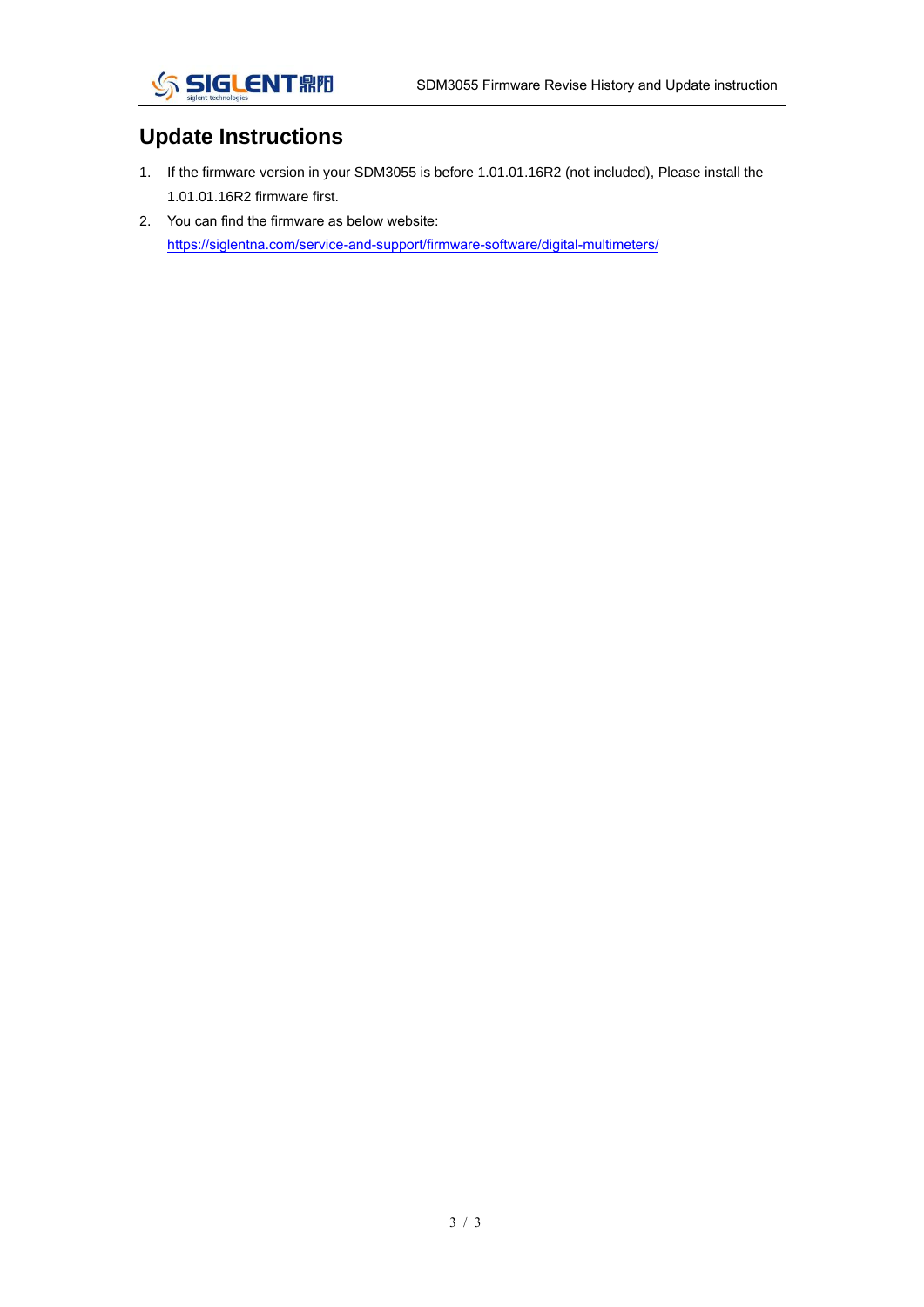## Update Instructions

1. If the firmware version in your SDM3055 is before 1.01.01.16R2 (not included), Please install the 1.01.01.16R2 firmware first.
2. You can find the firmware as below website:
   https://siglentna.com/service-and-support/firmware-software/digital-multimeters/